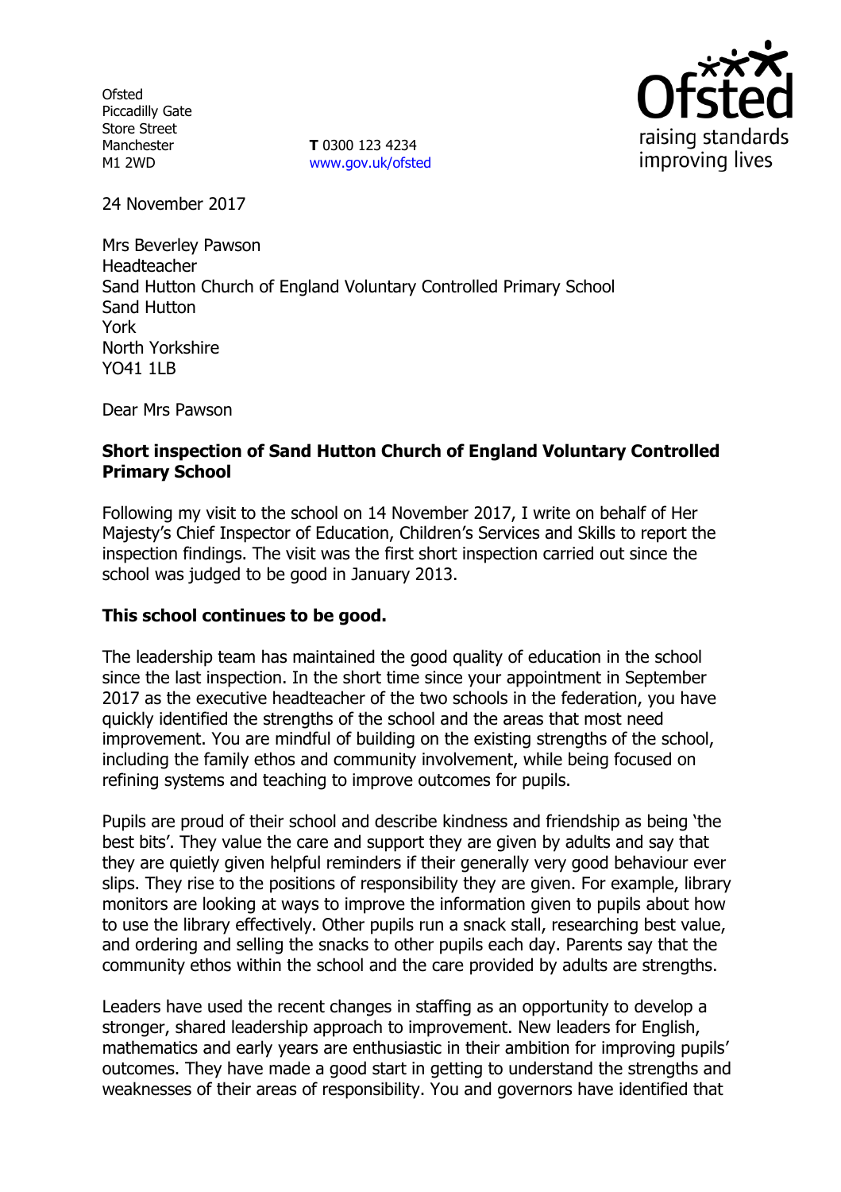Ofsted
Piccadilly Gate
Store Street
Manchester
M1 2WD

**T** 0300 123 4234
www.gov.uk/ofsted

24 November 2017

Mrs Beverley Pawson
Headteacher
Sand Hutton Church of England Voluntary Controlled Primary School
Sand Hutton
York
North Yorkshire
YO41 1LB

Dear Mrs Pawson

**Short inspection of Sand Hutton Church of England Voluntary Controlled Primary School**

Following my visit to the school on 14 November 2017, I write on behalf of Her Majesty's Chief Inspector of Education, Children's Services and Skills to report the inspection findings. The visit was the first short inspection carried out since the school was judged to be good in January 2013.

**This school continues to be good.**

The leadership team has maintained the good quality of education in the school since the last inspection. In the short time since your appointment in September 2017 as the executive headteacher of the two schools in the federation, you have quickly identified the strengths of the school and the areas that most need improvement. You are mindful of building on the existing strengths of the school, including the family ethos and community involvement, while being focused on refining systems and teaching to improve outcomes for pupils.

Pupils are proud of their school and describe kindness and friendship as being 'the best bits'. They value the care and support they are given by adults and say that they are quietly given helpful reminders if their generally very good behaviour ever slips. They rise to the positions of responsibility they are given. For example, library monitors are looking at ways to improve the information given to pupils about how to use the library effectively. Other pupils run a snack stall, researching best value, and ordering and selling the snacks to other pupils each day. Parents say that the community ethos within the school and the care provided by adults are strengths.

Leaders have used the recent changes in staffing as an opportunity to develop a stronger, shared leadership approach to improvement. New leaders for English, mathematics and early years are enthusiastic in their ambition for improving pupils' outcomes. They have made a good start in getting to understand the strengths and weaknesses of their areas of responsibility. You and governors have identified that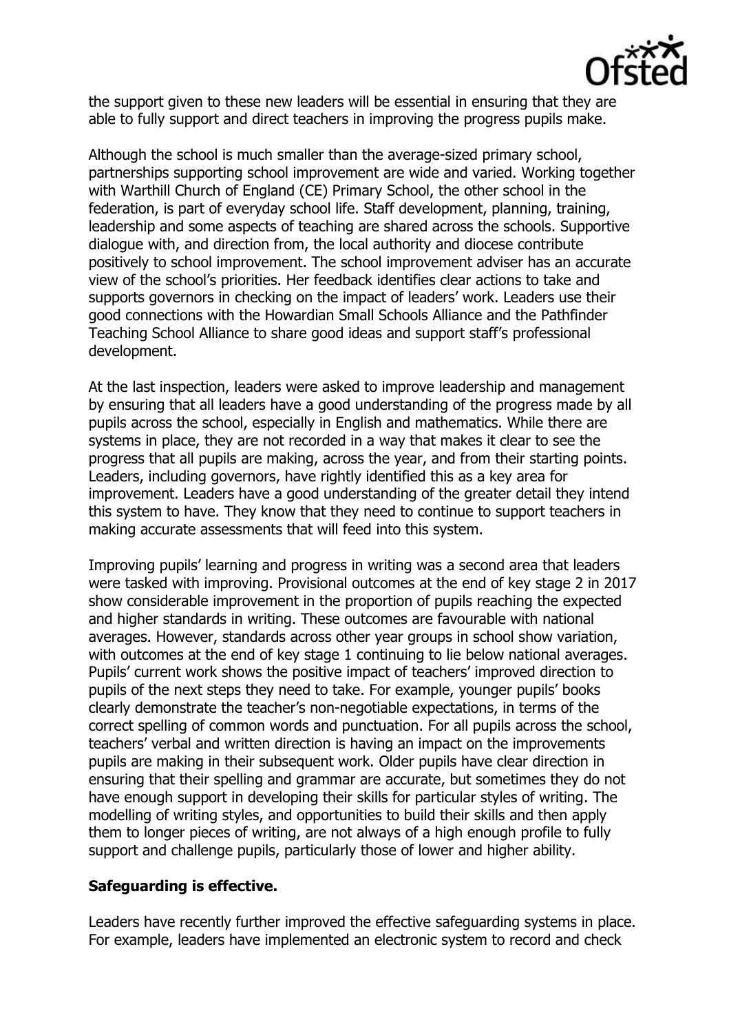the support given to these new leaders will be essential in ensuring that they are able to fully support and direct teachers in improving the progress pupils make.

Although the school is much smaller than the average-sized primary school, partnerships supporting school improvement are wide and varied. Working together with Warthill Church of England (CE) Primary School, the other school in the federation, is part of everyday school life. Staff development, planning, training, leadership and some aspects of teaching are shared across the schools. Supportive dialogue with, and direction from, the local authority and diocese contribute positively to school improvement. The school improvement adviser has an accurate view of the school's priorities. Her feedback identifies clear actions to take and supports governors in checking on the impact of leaders' work. Leaders use their good connections with the Howardian Small Schools Alliance and the Pathfinder Teaching School Alliance to share good ideas and support staff's professional development.

At the last inspection, leaders were asked to improve leadership and management by ensuring that all leaders have a good understanding of the progress made by all pupils across the school, especially in English and mathematics. While there are systems in place, they are not recorded in a way that makes it clear to see the progress that all pupils are making, across the year, and from their starting points. Leaders, including governors, have rightly identified this as a key area for improvement. Leaders have a good understanding of the greater detail they intend this system to have. They know that they need to continue to support teachers in making accurate assessments that will feed into this system.

Improving pupils' learning and progress in writing was a second area that leaders were tasked with improving. Provisional outcomes at the end of key stage 2 in 2017 show considerable improvement in the proportion of pupils reaching the expected and higher standards in writing. These outcomes are favourable with national averages. However, standards across other year groups in school show variation, with outcomes at the end of key stage 1 continuing to lie below national averages. Pupils' current work shows the positive impact of teachers' improved direction to pupils of the next steps they need to take. For example, younger pupils' books clearly demonstrate the teacher's non-negotiable expectations, in terms of the correct spelling of common words and punctuation. For all pupils across the school, teachers' verbal and written direction is having an impact on the improvements pupils are making in their subsequent work. Older pupils have clear direction in ensuring that their spelling and grammar are accurate, but sometimes they do not have enough support in developing their skills for particular styles of writing. The modelling of writing styles, and opportunities to build their skills and then apply them to longer pieces of writing, are not always of a high enough profile to fully support and challenge pupils, particularly those of lower and higher ability.

**Safeguarding is effective.**

Leaders have recently further improved the effective safeguarding systems in place. For example, leaders have implemented an electronic system to record and check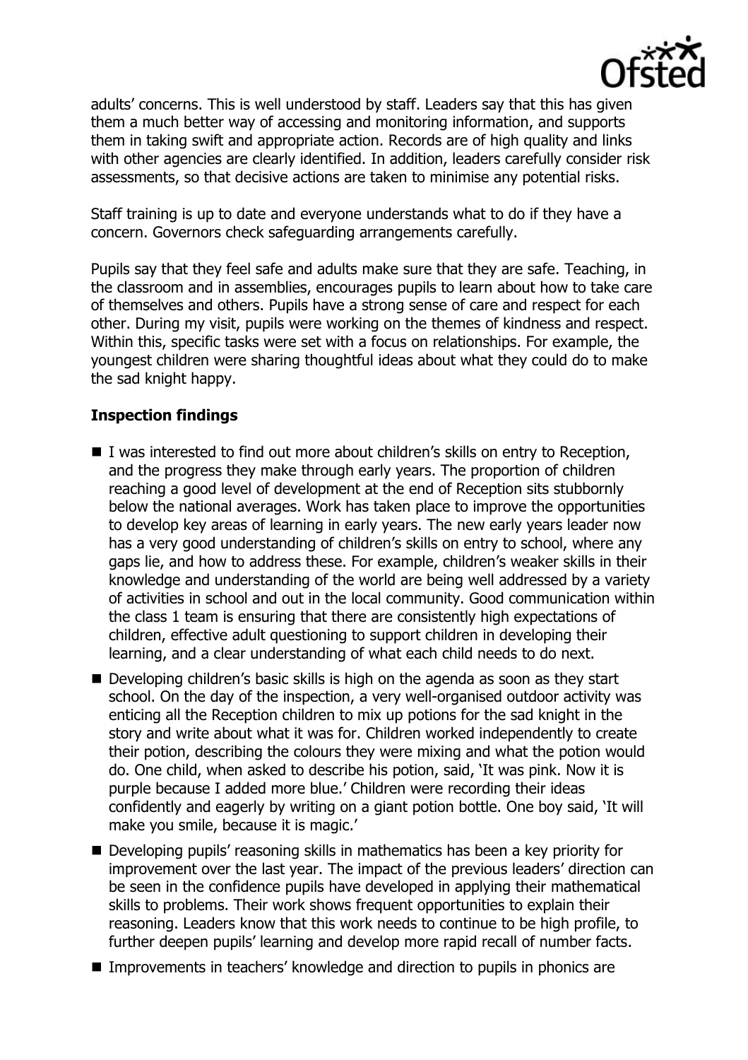adults' concerns. This is well understood by staff. Leaders say that this has given them a much better way of accessing and monitoring information, and supports them in taking swift and appropriate action. Records are of high quality and links with other agencies are clearly identified. In addition, leaders carefully consider risk assessments, so that decisive actions are taken to minimise any potential risks.

Staff training is up to date and everyone understands what to do if they have a concern. Governors check safeguarding arrangements carefully.

Pupils say that they feel safe and adults make sure that they are safe. Teaching, in the classroom and in assemblies, encourages pupils to learn about how to take care of themselves and others. Pupils have a strong sense of care and respect for each other. During my visit, pupils were working on the themes of kindness and respect. Within this, specific tasks were set with a focus on relationships. For example, the youngest children were sharing thoughtful ideas about what they could do to make the sad knight happy.

## Inspection findings

- I was interested to find out more about children's skills on entry to Reception, and the progress they make through early years. The proportion of children reaching a good level of development at the end of Reception sits stubbornly below the national averages. Work has taken place to improve the opportunities to develop key areas of learning in early years. The new early years leader now has a very good understanding of children's skills on entry to school, where any gaps lie, and how to address these. For example, children's weaker skills in their knowledge and understanding of the world are being well addressed by a variety of activities in school and out in the local community. Good communication within the class 1 team is ensuring that there are consistently high expectations of children, effective adult questioning to support children in developing their learning, and a clear understanding of what each child needs to do next.
- Developing children's basic skills is high on the agenda as soon as they start school. On the day of the inspection, a very well-organised outdoor activity was enticing all the Reception children to mix up potions for the sad knight in the story and write about what it was for. Children worked independently to create their potion, describing the colours they were mixing and what the potion would do. One child, when asked to describe his potion, said, 'It was pink. Now it is purple because I added more blue.' Children were recording their ideas confidently and eagerly by writing on a giant potion bottle. One boy said, 'It will make you smile, because it is magic.'
- Developing pupils' reasoning skills in mathematics has been a key priority for improvement over the last year. The impact of the previous leaders' direction can be seen in the confidence pupils have developed in applying their mathematical skills to problems. Their work shows frequent opportunities to explain their reasoning. Leaders know that this work needs to continue to be high profile, to further deepen pupils' learning and develop more rapid recall of number facts.
- Improvements in teachers' knowledge and direction to pupils in phonics are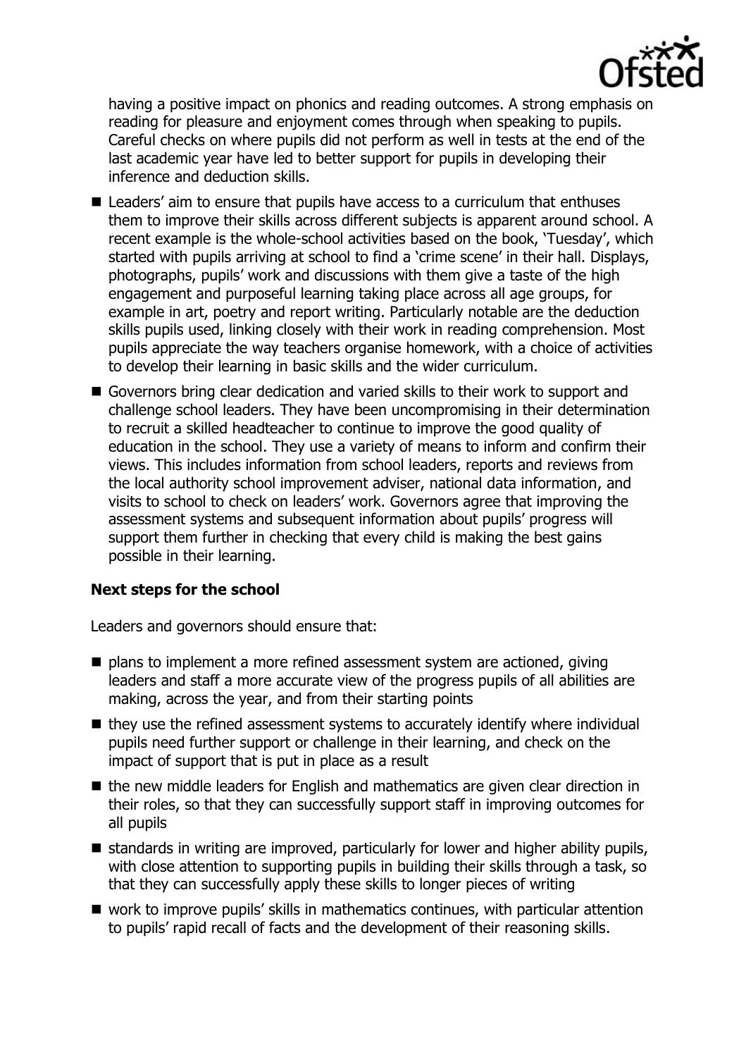having a positive impact on phonics and reading outcomes. A strong emphasis on reading for pleasure and enjoyment comes through when speaking to pupils. Careful checks on where pupils did not perform as well in tests at the end of the last academic year have led to better support for pupils in developing their inference and deduction skills.

- Leaders' aim to ensure that pupils have access to a curriculum that enthuses them to improve their skills across different subjects is apparent around school. A recent example is the whole-school activities based on the book, 'Tuesday', which started with pupils arriving at school to find a 'crime scene' in their hall. Displays, photographs, pupils' work and discussions with them give a taste of the high engagement and purposeful learning taking place across all age groups, for example in art, poetry and report writing. Particularly notable are the deduction skills pupils used, linking closely with their work in reading comprehension. Most pupils appreciate the way teachers organise homework, with a choice of activities to develop their learning in basic skills and the wider curriculum.
- Governors bring clear dedication and varied skills to their work to support and challenge school leaders. They have been uncompromising in their determination to recruit a skilled headteacher to continue to improve the good quality of education in the school. They use a variety of means to inform and confirm their views. This includes information from school leaders, reports and reviews from the local authority school improvement adviser, national data information, and visits to school to check on leaders' work. Governors agree that improving the assessment systems and subsequent information about pupils' progress will support them further in checking that every child is making the best gains possible in their learning.

**Next steps for the school**

Leaders and governors should ensure that:

- plans to implement a more refined assessment system are actioned, giving leaders and staff a more accurate view of the progress pupils of all abilities are making, across the year, and from their starting points
- they use the refined assessment systems to accurately identify where individual pupils need further support or challenge in their learning, and check on the impact of support that is put in place as a result
- the new middle leaders for English and mathematics are given clear direction in their roles, so that they can successfully support staff in improving outcomes for all pupils
- standards in writing are improved, particularly for lower and higher ability pupils, with close attention to supporting pupils in building their skills through a task, so that they can successfully apply these skills to longer pieces of writing
- work to improve pupils' skills in mathematics continues, with particular attention to pupils' rapid recall of facts and the development of their reasoning skills.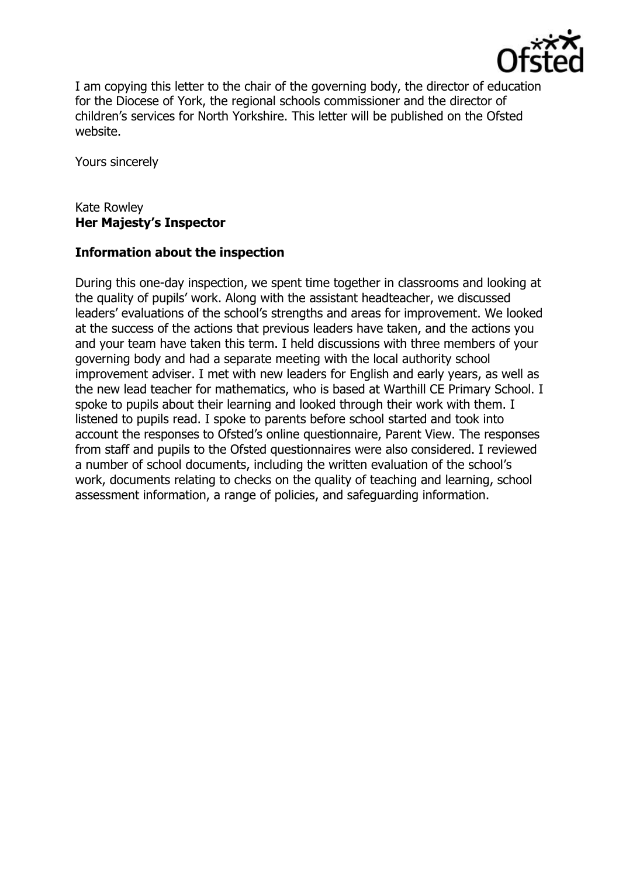I am copying this letter to the chair of the governing body, the director of education for the Diocese of York, the regional schools commissioner and the director of children's services for North Yorkshire. This letter will be published on the Ofsted website.

Yours sincerely

Kate Rowley
**Her Majesty's Inspector**

## **Information about the inspection**

During this one-day inspection, we spent time together in classrooms and looking at the quality of pupils' work. Along with the assistant headteacher, we discussed leaders' evaluations of the school's strengths and areas for improvement. We looked at the success of the actions that previous leaders have taken, and the actions you and your team have taken this term. I held discussions with three members of your governing body and had a separate meeting with the local authority school improvement adviser. I met with new leaders for English and early years, as well as the new lead teacher for mathematics, who is based at Warthill CE Primary School. I spoke to pupils about their learning and looked through their work with them. I listened to pupils read. I spoke to parents before school started and took into account the responses to Ofsted's online questionnaire, Parent View. The responses from staff and pupils to the Ofsted questionnaires were also considered. I reviewed a number of school documents, including the written evaluation of the school's work, documents relating to checks on the quality of teaching and learning, school assessment information, a range of policies, and safeguarding information.